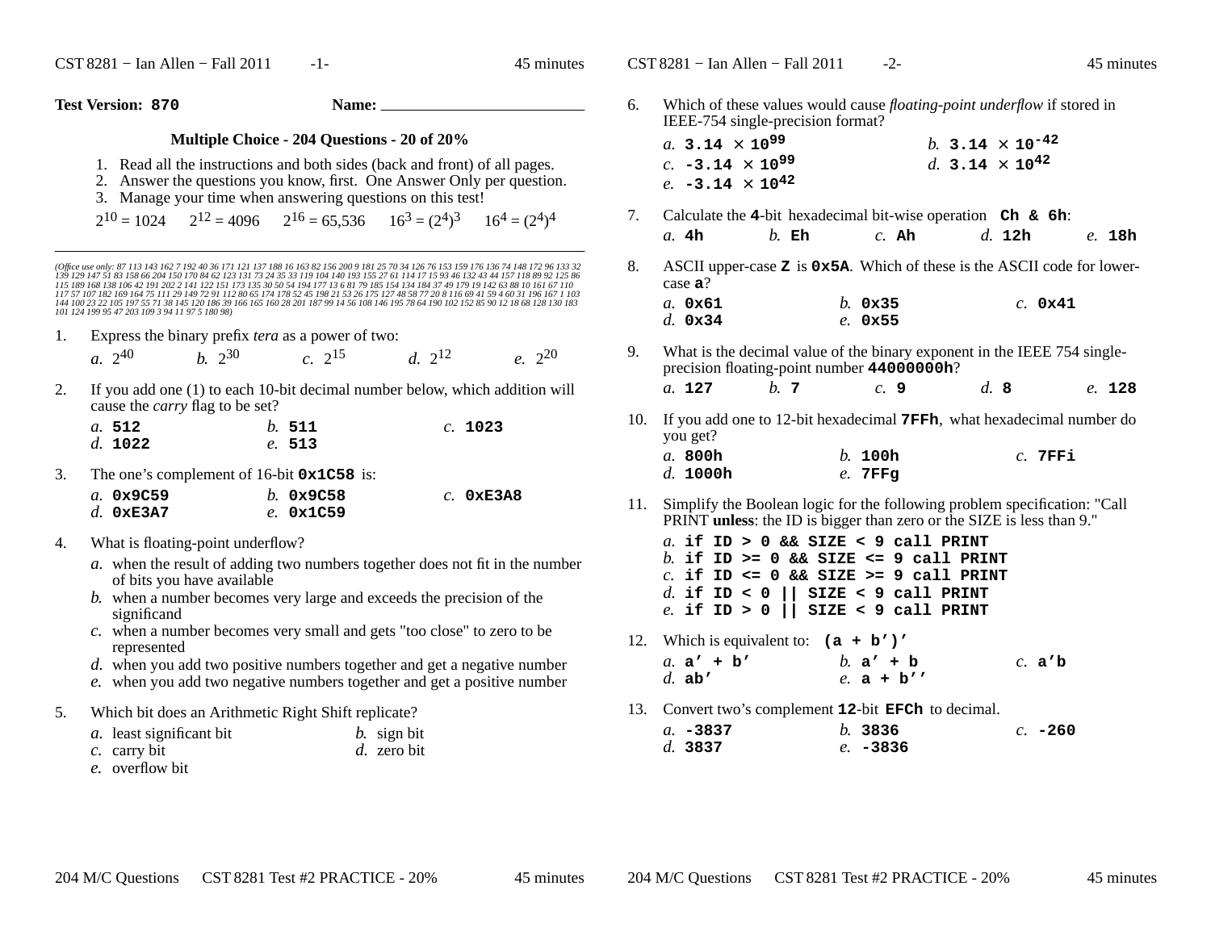**Test Version: 870** Name: ______________________

### Multiple Choice - 204 Questions - 20 of 20%

1. Read all the instructions and both sides (back and front) of all pages.
2. Answer the questions you know, first. One Answer Only per question.
3. Manage your time when answering questions on this test!

$2^{10} = 1024$  $2^{12} = 4096$  $2^{16} = 65{,}536$  $16^3 = (2^4)^3$  $16^4 = (2^4)^4$

*(Office use only: 87 113 143 162 7 192 40 36 171 121 137 188 16 163 82 156 200 9 181 25 70 34 126 76 153 159 176 136 74 148 172 96 133 32 139 129 147 51 83 158 66 204 150 170 84 62 123 131 73 24 35 33 119 104 140 193 155 27 61 114 17 15 93 46 132 43 44 157 118 89 92 125 86 115 189 168 138 106 42 191 202 2 141 122 151 173 135 30 50 54 194 177 13 6 81 79 185 154 134 184 37 49 179 19 142 63 88 10 161 67 110 117 57 107 182 169 164 75 111 29 149 72 91 112 80 65 174 178 52 45 198 21 53 26 175 127 48 58 77 20 8 116 69 41 59 4 60 31 196 167 1 103 144 100 23 22 105 197 55 71 38 145 120 186 39 166 165 160 28 201 187 99 14 56 108 146 195 78 64 190 102 152 85 90 12 18 68 128 130 183 101 124 199 95 47 203 109 3 94 11 97 5 180 98)*

1. Express the binary prefix *tera* as a power of two:

   *a.* $2^{40}$ *b.* $2^{30}$ *c.* $2^{15}$ *d.* $2^{12}$ *e.* $2^{20}$

2. If you add one (1) to each 10-bit decimal number below, which addition will cause the *carry* flag to be set?

   *a.* **512** *b.* **511** *c.* **1023** *d.* **1022** *e.* **513**

3. The one's complement of 16-bit **0x1C58** is:

   *a.* **0x9C59** *b.* **0x9C58** *c.* **0xE3A8** *d.* **0xE3A7** *e.* **0x1C59**

4. What is floating-point underflow?

   *a.* when the result of adding two numbers together does not fit in the number of bits you have available
   *b.* when a number becomes very large and exceeds the precision of the significand
   *c.* when a number becomes very small and gets "too close" to zero to be represented
   *d.* when you add two positive numbers together and get a negative number
   *e.* when you add two negative numbers together and get a positive number

5. Which bit does an Arithmetic Right Shift replicate?

   *a.* least significant bit *b.* sign bit *c.* carry bit *d.* zero bit *e.* overflow bit

6. Which of these values would cause *floating-point underflow* if stored in IEEE-754 single-precision format?

   *a.* $\mathbf{3.14 \times 10^{99}}$ *b.* $\mathbf{3.14 \times 10^{-42}}$ *c.* $\mathbf{-3.14 \times 10^{99}}$ *d.* $\mathbf{3.14 \times 10^{42}}$ *e.* $\mathbf{-3.14 \times 10^{42}}$

7. Calculate the **4**-bit hexadecimal bit-wise operation **Ch & 6h**:

   *a.* **4h** *b.* **Eh** *c.* **Ah** *d.* **12h** *e.* **18h**

8. ASCII upper-case **Z** is **0x5A**. Which of these is the ASCII code for lower-case **a**?

   *a.* **0x61** *b.* **0x35** *c.* **0x41** *d.* **0x34** *e.* **0x55**

9. What is the decimal value of the binary exponent in the IEEE 754 single-precision floating-point number **44000000h**?

   *a.* **127** *b.* **7** *c.* **9** *d.* **8** *e.* **128**

10. If you add one to 12-bit hexadecimal **7FFh**, what hexadecimal number do you get?

    *a.* **800h** *b.* **100h** *c.* **7FFi** *d.* **1000h** *e.* **7FFg**

11. Simplify the Boolean logic for the following problem specification: "Call PRINT **unless**: the ID is bigger than zero or the SIZE is less than 9."

    *a.* **if ID > 0 && SIZE < 9 call PRINT**
    *b.* **if ID >= 0 && SIZE <= 9 call PRINT**
    *c.* **if ID <= 0 && SIZE >= 9 call PRINT**
    *d.* **if ID < 0 || SIZE < 9 call PRINT**
    *e.* **if ID > 0 || SIZE < 9 call PRINT**

12. Which is equivalent to: **(a + b')'**

    *a.* **a' + b'** *b.* **a' + b** *c.* **a'b** *d.* **ab'** *e.* **a + b''**

13. Convert two's complement **12**-bit **EFCh** to decimal.

    *a.* **-3837** *b.* **3836** *c.* **-260** *d.* **3837** *e.* **-3836**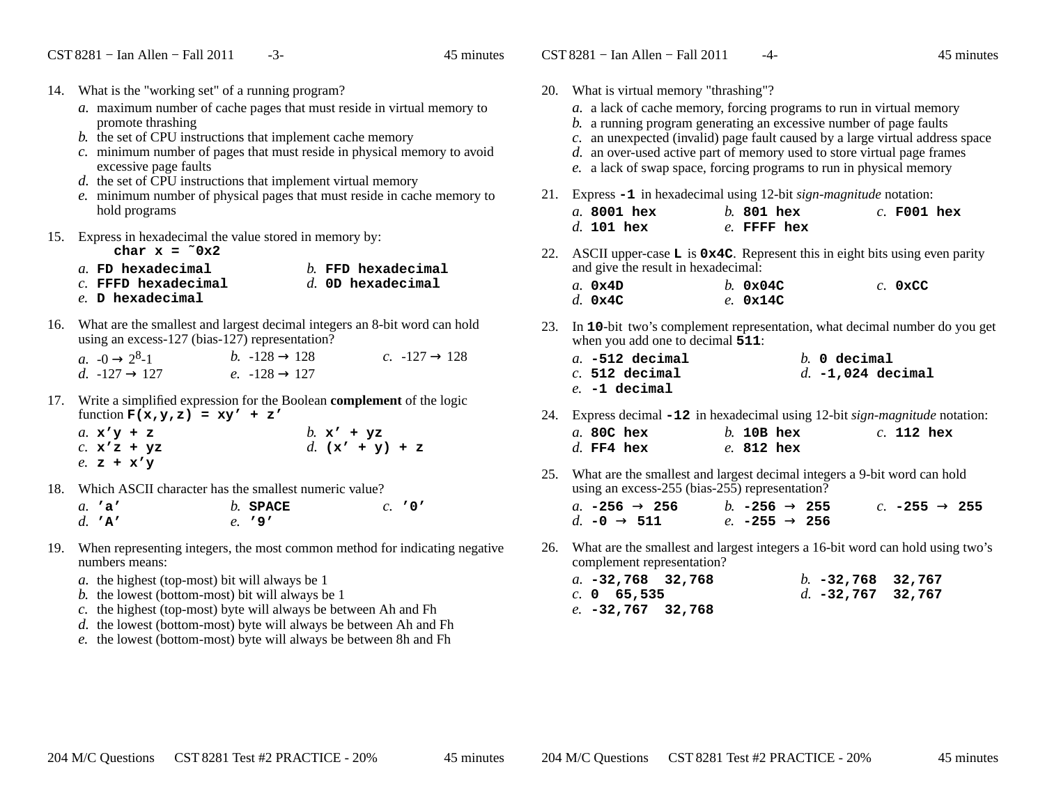14. What is the "working set" of a running program?
    *a.* maximum number of cache pages that must reside in virtual memory to promote thrashing
    *b.* the set of CPU instructions that implement cache memory
    *c.* minimum number of pages that must reside in physical memory to avoid excessive page faults
    *d.* the set of CPU instructions that implement virtual memory
    *e.* minimum number of physical pages that must reside in cache memory to hold programs

15. Express in hexadecimal the value stored in memory by:
    **`char x = ~0x2`**
    *a.* **`FD hexadecimal`**
    *b.* **`FFD hexadecimal`**
    *c.* **`FFFD hexadecimal`**
    *d.* **`0D hexadecimal`**
    *e.* **`D hexadecimal`**

16. What are the smallest and largest decimal integers an 8-bit word can hold using an excess-127 (bias-127) representation?
    *a.* -0 → $2^8$-1
    *b.* -128 → 128
    *c.* -127 → 128
    *d.* -127 → 127
    *e.* -128 → 127

17. Write a simplified expression for the Boolean **complement** of the logic function **`F(x,y,z) = xy' + z'`**
    *a.* **`x'y + z`**
    *b.* **`x' + yz`**
    *c.* **`x'z + yz`**
    *d.* **`(x' + y) + z`**
    *e.* **`z + x'y`**

18. Which ASCII character has the smallest numeric value?
    *a.* **`'a'`**
    *b.* **`SPACE`**
    *c.* **`'0'`**
    *d.* **`'A'`**
    *e.* **`'9'`**

19. When representing integers, the most common method for indicating negative numbers means:
    *a.* the highest (top-most) bit will always be 1
    *b.* the lowest (bottom-most) bit will always be 1
    *c.* the highest (top-most) byte will always be between Ah and Fh
    *d.* the lowest (bottom-most) byte will always be between Ah and Fh
    *e.* the lowest (bottom-most) byte will always be between 8h and Fh

20. What is virtual memory "thrashing"?
    *a.* a lack of cache memory, forcing programs to run in virtual memory
    *b.* a running program generating an excessive number of page faults
    *c.* an unexpected (invalid) page fault caused by a large virtual address space
    *d.* an over-used active part of memory used to store virtual page frames
    *e.* a lack of swap space, forcing programs to run in physical memory

21. Express **`-1`** in hexadecimal using 12-bit *sign-magnitude* notation:
    *a.* **`8001 hex`**
    *b.* **`801 hex`**
    *c.* **`F001 hex`**
    *d.* **`101 hex`**
    *e.* **`FFFF hex`**

22. ASCII upper-case **`L`** is **`0x4C`**. Represent this in eight bits using even parity and give the result in hexadecimal:
    *a.* **`0x4D`**
    *b.* **`0x04C`**
    *c.* **`0xCC`**
    *d.* **`0x4C`**
    *e.* **`0x14C`**

23. In **`10`**-bit two's complement representation, what decimal number do you get when you add one to decimal **`511`**:
    *a.* **`-512 decimal`**
    *b.* **`0 decimal`**
    *c.* **`512 decimal`**
    *d.* **`-1,024 decimal`**
    *e.* **`-1 decimal`**

24. Express decimal **`-12`** in hexadecimal using 12-bit *sign-magnitude* notation:
    *a.* **`80C hex`**
    *b.* **`10B hex`**
    *c.* **`112 hex`**
    *d.* **`FF4 hex`**
    *e.* **`812 hex`**

25. What are the smallest and largest decimal integers a 9-bit word can hold using an excess-255 (bias-255) representation?
    *a.* **`-256 → 256`**
    *b.* **`-256 → 255`**
    *c.* **`-255 → 255`**
    *d.* **`-0 → 511`**
    *e.* **`-255 → 256`**

26. What are the smallest and largest integers a 16-bit word can hold using two's complement representation?
    *a.* **`-32,768  32,768`**
    *b.* **`-32,768  32,767`**
    *c.* **`0  65,535`**
    *d.* **`-32,767  32,767`**
    *e.* **`-32,767  32,768`**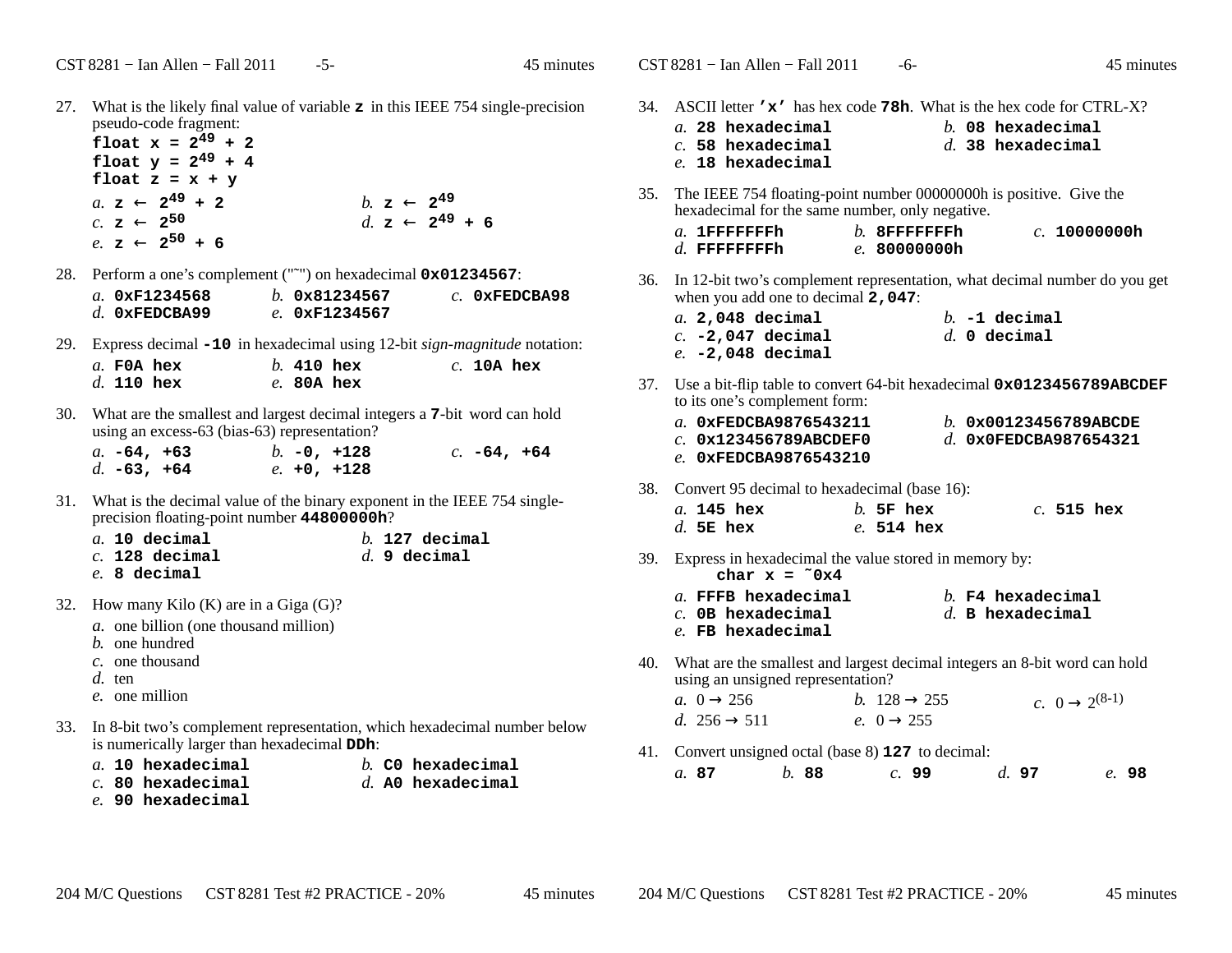27. What is the likely final value of variable **z** in this IEEE 754 single-precision pseudo-code fragment:

```
float x = 2^49 + 2
float y = 2^49 + 4
float z = x + y
```

*a.* **z ← $2^{49}$ + 2** *b.* **z ← $2^{49}$**
*c.* **z ← $2^{50}$** *d.* **z ← $2^{49}$ + 6**
*e.* **z ← $2^{50}$ + 6**

28. Perform a one's complement ("~") on hexadecimal **0x01234567**:

*a.* **0xF1234568** *b.* **0x81234567** *c.* **0xFEDCBA98**
*d.* **0xFEDCBA99** *e.* **0xF1234567**

29. Express decimal **-10** in hexadecimal using 12-bit *sign-magnitude* notation:

*a.* **F0A hex** *b.* **410 hex** *c.* **10A hex**
*d.* **110 hex** *e.* **80A hex**

30. What are the smallest and largest decimal integers a **7**-bit word can hold using an excess-63 (bias-63) representation?

*a.* **-64, +63** *b.* **-0, +128** *c.* **-64, +64**
*d.* **-63, +64** *e.* **+0, +128**

31. What is the decimal value of the binary exponent in the IEEE 754 single-precision floating-point number **44800000h**?

*a.* **10 decimal** *b.* **127 decimal**
*c.* **128 decimal** *d.* **9 decimal**
*e.* **8 decimal**

32. How many Kilo (K) are in a Giga (G)?

*a.* one billion (one thousand million)
*b.* one hundred
*c.* one thousand
*d.* ten
*e.* one million

33. In 8-bit two's complement representation, which hexadecimal number below is numerically larger than hexadecimal **DDh**:

*a.* **10 hexadecimal** *b.* **C0 hexadecimal**
*c.* **80 hexadecimal** *d.* **A0 hexadecimal**
*e.* **90 hexadecimal**

34. ASCII letter **'x'** has hex code **78h**. What is the hex code for CTRL-X?

*a.* **28 hexadecimal** *b.* **08 hexadecimal**
*c.* **58 hexadecimal** *d.* **38 hexadecimal**
*e.* **18 hexadecimal**

35. The IEEE 754 floating-point number 00000000h is positive. Give the hexadecimal for the same number, only negative.

*a.* **1FFFFFFFh** *b.* **8FFFFFFFh** *c.* **10000000h**
*d.* **FFFFFFFFh** *e.* **80000000h**

36. In 12-bit two's complement representation, what decimal number do you get when you add one to decimal **2,047**:

*a.* **2,048 decimal** *b.* **-1 decimal**
*c.* **-2,047 decimal** *d.* **0 decimal**
*e.* **-2,048 decimal**

37. Use a bit-flip table to convert 64-bit hexadecimal **0x0123456789ABCDEF** to its one's complement form:

*a.* **0xFEDCBA9876543211** *b.* **0x00123456789ABCDE**
*c.* **0x123456789ABCDEF0** *d.* **0x0FEDCBA987654321**
*e.* **0xFEDCBA9876543210**

38. Convert 95 decimal to hexadecimal (base 16):

*a.* **145 hex** *b.* **5F hex** *c.* **515 hex**
*d.* **5E hex** *e.* **514 hex**

39. Express in hexadecimal the value stored in memory by:

```
char x = ~0x4
```

*a.* **FFFB hexadecimal** *b.* **F4 hexadecimal**
*c.* **0B hexadecimal** *d.* **B hexadecimal**
*e.* **FB hexadecimal**

40. What are the smallest and largest decimal integers an 8-bit word can hold using an unsigned representation?

*a.* $0 \rightarrow 256$ *b.* $128 \rightarrow 255$ *c.* $0 \rightarrow 2^{(8-1)}$
*d.* $256 \rightarrow 511$ *e.* $0 \rightarrow 255$

41. Convert unsigned octal (base 8) **127** to decimal:

*a.* **87** *b.* **88** *c.* **99** *d.* **97** *e.* **98**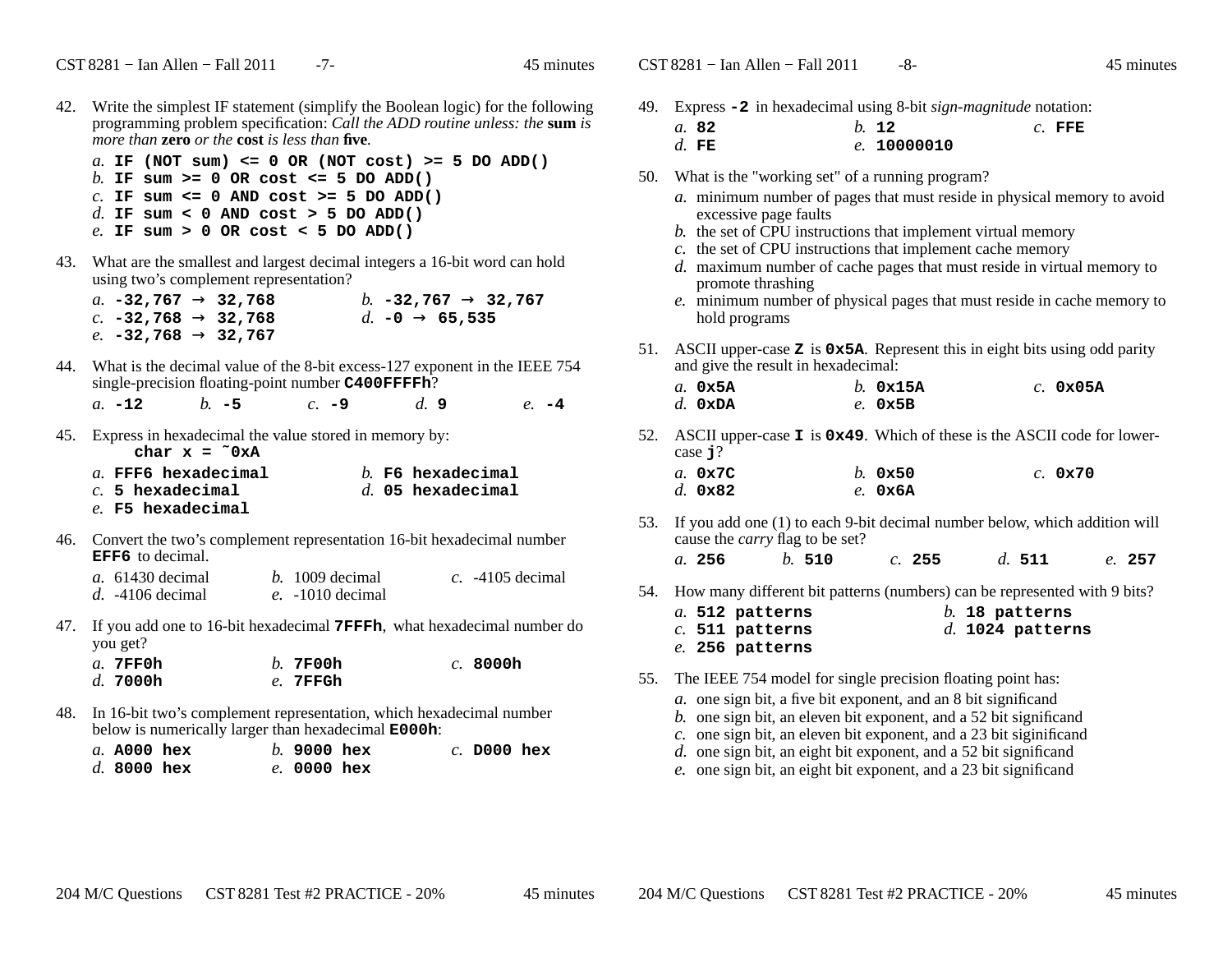42. Write the simplest IF statement (simplify the Boolean logic) for the following programming problem specification: *Call the ADD routine unless: the* **sum** *is more than* **zero** *or the* **cost** *is less than* **five**.

    *a.* **IF (NOT sum) <= 0 OR (NOT cost) >= 5 DO ADD()**
    *b.* **IF sum >= 0 OR cost <= 5 DO ADD()**
    *c.* **IF sum <= 0 AND cost >= 5 DO ADD()**
    *d.* **IF sum < 0 AND cost > 5 DO ADD()**
    *e.* **IF sum > 0 OR cost < 5 DO ADD()**

43. What are the smallest and largest decimal integers a 16-bit word can hold using two's complement representation?

    *a.* **-32,767 → 32,768**
    *b.* **-32,767 → 32,767**
    *c.* **-32,768 → 32,768**
    *d.* **-0 → 65,535**
    *e.* **-32,768 → 32,767**

44. What is the decimal value of the 8-bit excess-127 exponent in the IEEE 754 single-precision floating-point number **C400FFFFh**?

    *a.* **-12**
    *b.* **-5**
    *c.* **-9**
    *d.* **9**
    *e.* **-4**

45. Express in hexadecimal the value stored in memory by:

    ```
    char x = ~0xA
    ```

    *a.* **FFF6 hexadecimal**
    *b.* **F6 hexadecimal**
    *c.* **5 hexadecimal**
    *d.* **05 hexadecimal**
    *e.* **F5 hexadecimal**

46. Convert the two's complement representation 16-bit hexadecimal number **EFF6** to decimal.

    *a.* 61430 decimal
    *b.* 1009 decimal
    *c.* -4105 decimal
    *d.* -4106 decimal
    *e.* -1010 decimal

47. If you add one to 16-bit hexadecimal **7FFFh**, what hexadecimal number do you get?

    *a.* **7FF0h**
    *b.* **7F00h**
    *c.* **8000h**
    *d.* **7000h**
    *e.* **7FFGh**

48. In 16-bit two's complement representation, which hexadecimal number below is numerically larger than hexadecimal **E000h**:

    *a.* **A000 hex**
    *b.* **9000 hex**
    *c.* **D000 hex**
    *d.* **8000 hex**
    *e.* **0000 hex**

49. Express **-2** in hexadecimal using 8-bit *sign-magnitude* notation:

    *a.* **82**
    *b.* **12**
    *c.* **FFE**
    *d.* **FE**
    *e.* **10000010**

50. What is the "working set" of a running program?

    *a.* minimum number of pages that must reside in physical memory to avoid excessive page faults
    *b.* the set of CPU instructions that implement virtual memory
    *c.* the set of CPU instructions that implement cache memory
    *d.* maximum number of cache pages that must reside in virtual memory to promote thrashing
    *e.* minimum number of physical pages that must reside in cache memory to hold programs

51. ASCII upper-case **Z** is **0x5A**. Represent this in eight bits using odd parity and give the result in hexadecimal:

    *a.* **0x5A**
    *b.* **0x15A**
    *c.* **0x05A**
    *d.* **0xDA**
    *e.* **0x5B**

52. ASCII upper-case **I** is **0x49**. Which of these is the ASCII code for lower-case **j**?

    *a.* **0x7C**
    *b.* **0x50**
    *c.* **0x70**
    *d.* **0x82**
    *e.* **0x6A**

53. If you add one (1) to each 9-bit decimal number below, which addition will cause the *carry* flag to be set?

    *a.* **256**
    *b.* **510**
    *c.* **255**
    *d.* **511**
    *e.* **257**

54. How many different bit patterns (numbers) can be represented with 9 bits?

    *a.* **512 patterns**
    *b.* **18 patterns**
    *c.* **511 patterns**
    *d.* **1024 patterns**
    *e.* **256 patterns**

55. The IEEE 754 model for single precision floating point has:

    *a.* one sign bit, a five bit exponent, and an 8 bit significand
    *b.* one sign bit, an eleven bit exponent, and a 52 bit significand
    *c.* one sign bit, an eleven bit exponent, and a 23 bit siginificand
    *d.* one sign bit, an eight bit exponent, and a 52 bit significand
    *e.* one sign bit, an eight bit exponent, and a 23 bit significand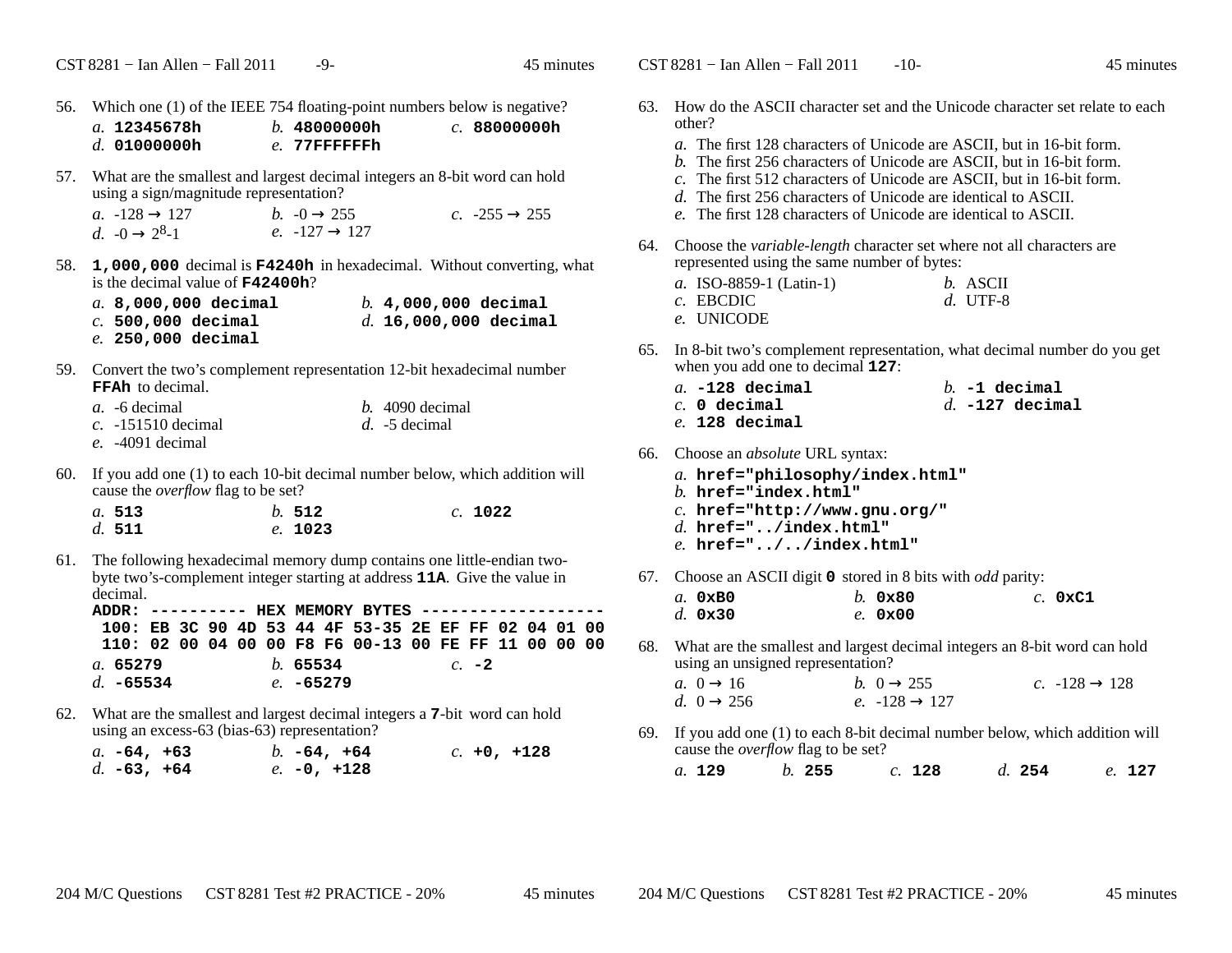56. Which one (1) of the IEEE 754 floating-point numbers below is negative?

*a.* **12345678h** *b.* **48000000h** *c.* **88000000h**
*d.* **01000000h** *e.* **77FFFFFFh**

57. What are the smallest and largest decimal integers an 8-bit word can hold using a sign/magnitude representation?

*a.* -128 → 127 *b.* -0 → 255 *c.* -255 → 255
*d.* -0 → $2^8$-1 *e.* -127 → 127

58. **1,000,000** decimal is **F4240h** in hexadecimal. Without converting, what is the decimal value of **F42400h**?

*a.* **8,000,000 decimal** *b.* **4,000,000 decimal**
*c.* **500,000 decimal** *d.* **16,000,000 decimal**
*e.* **250,000 decimal**

59. Convert the two's complement representation 12-bit hexadecimal number **FFAh** to decimal.

*a.* -6 decimal *b.* 4090 decimal
*c.* -151510 decimal *d.* -5 decimal
*e.* -4091 decimal

60. If you add one (1) to each 10-bit decimal number below, which addition will cause the *overflow* flag to be set?

*a.* **513** *b.* **512** *c.* **1022**
*d.* **511** *e.* **1023**

61. The following hexadecimal memory dump contains one little-endian two-byte two's-complement integer starting at address **11A**. Give the value in decimal.

```
ADDR: ---------- HEX MEMORY BYTES -------------------
 100: EB 3C 90 4D 53 44 4F 53-35 2E EF FF 02 04 01 00
 110: 02 00 04 00 00 F8 F6 00-13 00 FE FF 11 00 00 00
```

*a.* **65279** *b.* **65534** *c.* **-2**
*d.* **-65534** *e.* **-65279**

62. What are the smallest and largest decimal integers a **7**-bit word can hold using an excess-63 (bias-63) representation?

*a.* **-64, +63** *b.* **-64, +64** *c.* **+0, +128**
*d.* **-63, +64** *e.* **-0, +128**

63. How do the ASCII character set and the Unicode character set relate to each other?

*a.* The first 128 characters of Unicode are ASCII, but in 16-bit form.
*b.* The first 256 characters of Unicode are ASCII, but in 16-bit form.
*c.* The first 512 characters of Unicode are ASCII, but in 16-bit form.
*d.* The first 256 characters of Unicode are identical to ASCII.
*e.* The first 128 characters of Unicode are identical to ASCII.

64. Choose the *variable-length* character set where not all characters are represented using the same number of bytes:

*a.* ISO-8859-1 (Latin-1) *b.* ASCII
*c.* EBCDIC *d.* UTF-8
*e.* UNICODE

65. In 8-bit two's complement representation, what decimal number do you get when you add one to decimal **127**:

*a.* **-128 decimal** *b.* **-1 decimal**
*c.* **0 decimal** *d.* **-127 decimal**
*e.* **128 decimal**

66. Choose an *absolute* URL syntax:

*a.* **href="philosophy/index.html"**
*b.* **href="index.html"**
*c.* **href="http://www.gnu.org/"**
*d.* **href="../index.html"**
*e.* **href="../../index.html"**

67. Choose an ASCII digit **0** stored in 8 bits with *odd* parity:

*a.* **0xB0** *b.* **0x80** *c.* **0xC1**
*d.* **0x30** *e.* **0x00**

68. What are the smallest and largest decimal integers an 8-bit word can hold using an unsigned representation?

*a.* 0 → 16 *b.* 0 → 255 *c.* -128 → 128
*d.* 0 → 256 *e.* -128 → 127

69. If you add one (1) to each 8-bit decimal number below, which addition will cause the *overflow* flag to be set?

*a.* **129** *b.* **255** *c.* **128** *d.* **254** *e.* **127**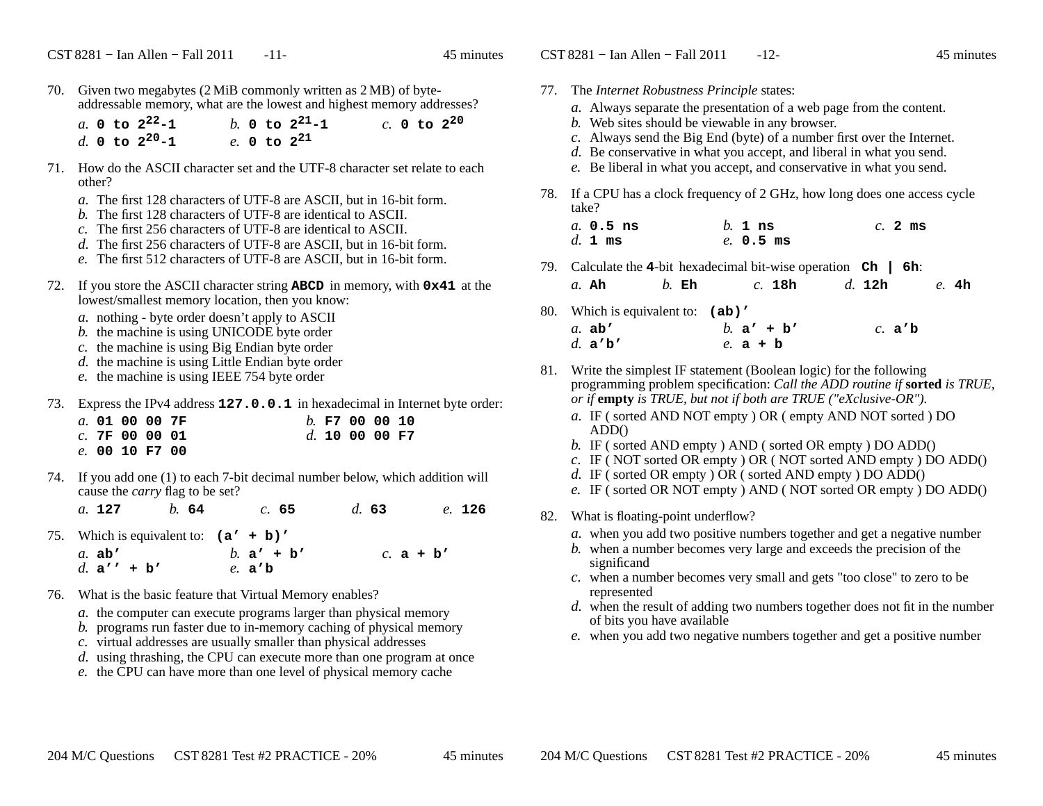70. Given two megabytes (2 MiB commonly written as 2 MB) of byte-addressable memory, what are the lowest and highest memory addresses?

    *a.* **0 to $2^{22}$-1**  *b.* **0 to $2^{21}$-1**  *c.* **0 to $2^{20}$**
    *d.* **0 to $2^{20}$-1**  *e.* **0 to $2^{21}$**

71. How do the ASCII character set and the UTF-8 character set relate to each other?

    *a.* The first 128 characters of UTF-8 are ASCII, but in 16-bit form.
    *b.* The first 128 characters of UTF-8 are identical to ASCII.
    *c.* The first 256 characters of UTF-8 are identical to ASCII.
    *d.* The first 256 characters of UTF-8 are ASCII, but in 16-bit form.
    *e.* The first 512 characters of UTF-8 are ASCII, but in 16-bit form.

72. If you store the ASCII character string **ABCD** in memory, with **0x41** at the lowest/smallest memory location, then you know:

    *a.* nothing - byte order doesn't apply to ASCII
    *b.* the machine is using UNICODE byte order
    *c.* the machine is using Big Endian byte order
    *d.* the machine is using Little Endian byte order
    *e.* the machine is using IEEE 754 byte order

73. Express the IPv4 address **127.0.0.1** in hexadecimal in Internet byte order:

    *a.* **01 00 00 7F**  *b.* **F7 00 00 10**
    *c.* **7F 00 00 01**  *d.* **10 00 00 F7**
    *e.* **00 10 F7 00**

74. If you add one (1) to each 7-bit decimal number below, which addition will cause the *carry* flag to be set?

    *a.* **127**  *b.* **64**  *c.* **65**  *d.* **63**  *e.* **126**

75. Which is equivalent to: **(a' + b)'**

    *a.* **ab'**  *b.* **a' + b'**  *c.* **a + b'**
    *d.* **a'' + b'**  *e.* **a'b**

76. What is the basic feature that Virtual Memory enables?

    *a.* the computer can execute programs larger than physical memory
    *b.* programs run faster due to in-memory caching of physical memory
    *c.* virtual addresses are usually smaller than physical addresses
    *d.* using thrashing, the CPU can execute more than one program at once
    *e.* the CPU can have more than one level of physical memory cache

77. The *Internet Robustness Principle* states:

    *a.* Always separate the presentation of a web page from the content.
    *b.* Web sites should be viewable in any browser.
    *c.* Always send the Big End (byte) of a number first over the Internet.
    *d.* Be conservative in what you accept, and liberal in what you send.
    *e.* Be liberal in what you accept, and conservative in what you send.

78. If a CPU has a clock frequency of 2 GHz, how long does one access cycle take?

    *a.* **0.5 ns**  *b.* **1 ns**  *c.* **2 ms**
    *d.* **1 ms**  *e.* **0.5 ms**

79. Calculate the **4**-bit hexadecimal bit-wise operation **Ch | 6h**:

    *a.* **Ah**  *b.* **Eh**  *c.* **18h**  *d.* **12h**  *e.* **4h**

80. Which is equivalent to: **(ab)'**

    *a.* **ab'**  *b.* **a' + b'**  *c.* **a'b**
    *d.* **a'b'**  *e.* **a + b**

81. Write the simplest IF statement (Boolean logic) for the following programming problem specification: *Call the ADD routine if* **sorted** *is TRUE, or if* **empty** *is TRUE, but not if both are TRUE ("eXclusive-OR").*

    *a.* IF ( sorted AND NOT empty ) OR ( empty AND NOT sorted ) DO ADD()
    *b.* IF ( sorted AND empty ) AND ( sorted OR empty ) DO ADD()
    *c.* IF ( NOT sorted OR empty ) OR ( NOT sorted AND empty ) DO ADD()
    *d.* IF ( sorted OR empty ) OR ( sorted AND empty ) DO ADD()
    *e.* IF ( sorted OR NOT empty ) AND ( NOT sorted OR empty ) DO ADD()

82. What is floating-point underflow?

    *a.* when you add two positive numbers together and get a negative number
    *b.* when a number becomes very large and exceeds the precision of the significand
    *c.* when a number becomes very small and gets "too close" to zero to be represented
    *d.* when the result of adding two numbers together does not fit in the number of bits you have available
    *e.* when you add two negative numbers together and get a positive number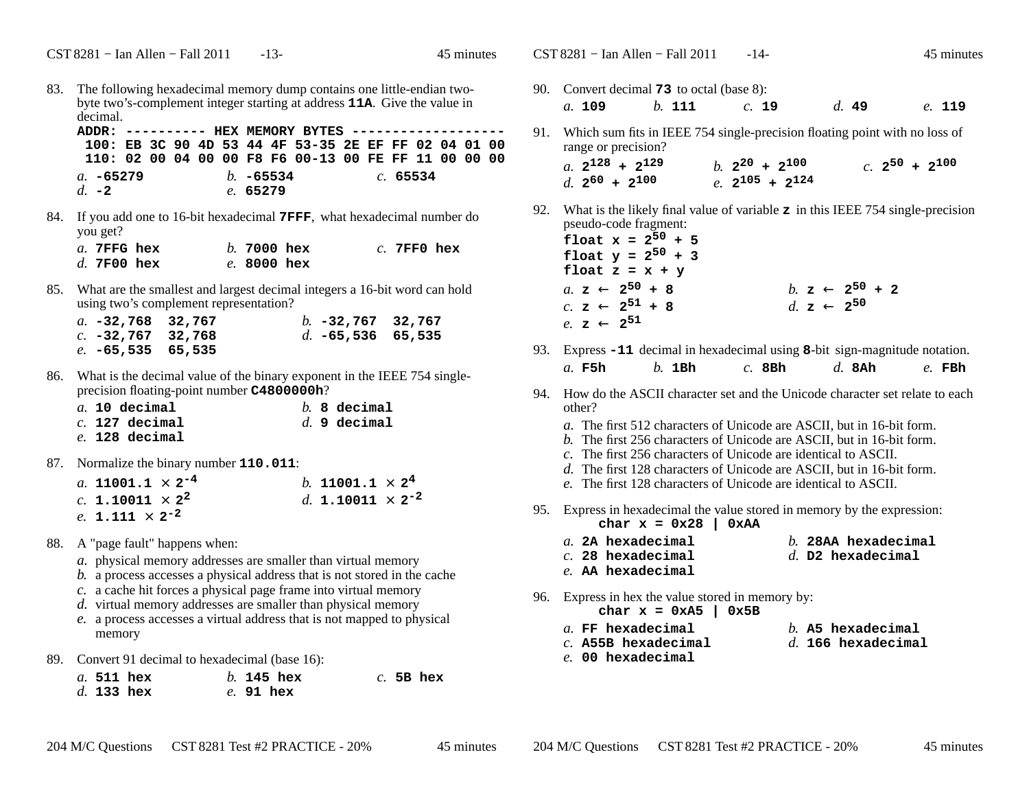83. The following hexadecimal memory dump contains one little-endian two-byte two's-complement integer starting at address **11A**. Give the value in decimal.

```
ADDR: ---------- HEX MEMORY BYTES ------------------
 100: EB 3C 90 4D 53 44 4F 53-35 2E EF FF 02 04 01 00
 110: 02 00 04 00 00 F8 F6 00-13 00 FE FF 11 00 00 00
```

*a.* **-65279** *b.* **-65534** *c.* **65534**
*d.* **-2** *e.* **65279**

84. If you add one to 16-bit hexadecimal **7FFF**, what hexadecimal number do you get?

*a.* **7FFG hex** *b.* **7000 hex** *c.* **7FF0 hex**
*d.* **7F00 hex** *e.* **8000 hex**

85. What are the smallest and largest decimal integers a 16-bit word can hold using two's complement representation?

*a.* **-32,768 32,767** *b.* **-32,767 32,767**
*c.* **-32,767 32,768** *d.* **-65,536 65,535**
*e.* **-65,535 65,535**

86. What is the decimal value of the binary exponent in the IEEE 754 single-precision floating-point number **C4800000h**?

*a.* **10 decimal** *b.* **8 decimal**
*c.* **127 decimal** *d.* **9 decimal**
*e.* **128 decimal**

87. Normalize the binary number **110.011**:

*a.* $11001.1 \times 2^{-4}$ *b.* $11001.1 \times 2^{4}$
*c.* $1.10011 \times 2^{2}$ *d.* $1.10011 \times 2^{-2}$
*e.* $1.111 \times 2^{-2}$

88. A "page fault" happens when:

*a.* physical memory addresses are smaller than virtual memory
*b.* a process accesses a physical address that is not stored in the cache
*c.* a cache hit forces a physical page frame into virtual memory
*d.* virtual memory addresses are smaller than physical memory
*e.* a process accesses a virtual address that is not mapped to physical memory

89. Convert 91 decimal to hexadecimal (base 16):

*a.* **511 hex** *b.* **145 hex** *c.* **5B hex**
*d.* **133 hex** *e.* **91 hex**

90. Convert decimal **73** to octal (base 8):

*a.* **109** *b.* **111** *c.* **19** *d.* **49** *e.* **119**

91. Which sum fits in IEEE 754 single-precision floating point with no loss of range or precision?

*a.* $2^{128} + 2^{129}$ *b.* $2^{20} + 2^{100}$ *c.* $2^{50} + 2^{100}$
*d.* $2^{60} + 2^{100}$ *e.* $2^{105} + 2^{124}$

92. What is the likely final value of variable **z** in this IEEE 754 single-precision pseudo-code fragment:

**float x =** $2^{50} + 5$
**float y =** $2^{50} + 3$
**float z = x + y**

*a.* $z \leftarrow 2^{50} + 8$ *b.* $z \leftarrow 2^{50} + 2$
*c.* $z \leftarrow 2^{51} + 8$ *d.* $z \leftarrow 2^{50}$
*e.* $z \leftarrow 2^{51}$

93. Express **-11** decimal in hexadecimal using **8**-bit sign-magnitude notation.

*a.* **F5h** *b.* **1Bh** *c.* **8Bh** *d.* **8Ah** *e.* **FBh**

94. How do the ASCII character set and the Unicode character set relate to each other?

*a.* The first 512 characters of Unicode are ASCII, but in 16-bit form.
*b.* The first 256 characters of Unicode are ASCII, but in 16-bit form.
*c.* The first 256 characters of Unicode are identical to ASCII.
*d.* The first 128 characters of Unicode are ASCII, but in 16-bit form.
*e.* The first 128 characters of Unicode are identical to ASCII.

95. Express in hexadecimal the value stored in memory by the expression:

```
char x = 0x28 | 0xAA
```

*a.* **2A hexadecimal** *b.* **28AA hexadecimal**
*c.* **28 hexadecimal** *d.* **D2 hexadecimal**
*e.* **AA hexadecimal**

96. Express in hex the value stored in memory by:

```
char x = 0xA5 | 0x5B
```

*a.* **FF hexadecimal** *b.* **A5 hexadecimal**
*c.* **A55B hexadecimal** *d.* **166 hexadecimal**
*e.* **00 hexadecimal**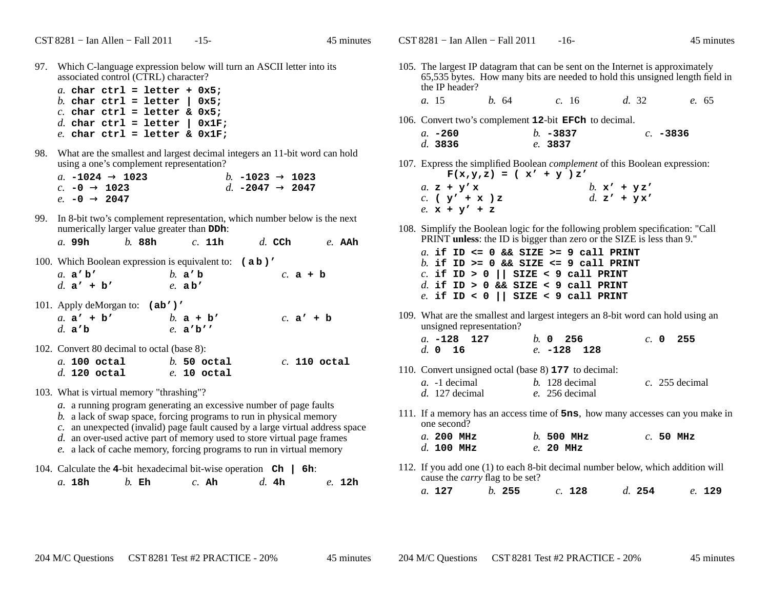97. Which C-language expression below will turn an ASCII letter into its associated control (CTRL) character?

    *a.* **`char ctrl = letter + 0x5;`**
    *b.* **`char ctrl = letter | 0x5;`**
    *c.* **`char ctrl = letter & 0x5;`**
    *d.* **`char ctrl = letter | 0x1F;`**
    *e.* **`char ctrl = letter & 0x1F;`**

98. What are the smallest and largest decimal integers an 11-bit word can hold using a one's complement representation?

    *a.* **-1024 → 1023**    *b.* **-1023 → 1023**
    *c.* **-0 → 1023**    *d.* **-2047 → 2047**
    *e.* **-0 → 2047**

99. In 8-bit two's complement representation, which number below is the next numerically larger value greater than **DDh**:

    *a.* **99h**    *b.* **88h**    *c.* **11h**    *d.* **CCh**    *e.* **AAh**

100. Which Boolean expression is equivalent to: **( a b )'**

    *a.* **a' b'**    *b.* **a' b**    *c.* **a + b**
    *d.* **a' + b'**    *e.* **a b'**

101. Apply deMorgan to: **(ab')'**

    *a.* **a' + b'**    *b.* **a + b'**    *c.* **a' + b**
    *d.* **a'b**    *e.* **a'b''**

102. Convert 80 decimal to octal (base 8):

    *a.* **100 octal**    *b.* **50 octal**    *c.* **110 octal**
    *d.* **120 octal**    *e.* **10 octal**

103. What is virtual memory "thrashing"?

    *a.* a running program generating an excessive number of page faults
    *b.* a lack of swap space, forcing programs to run in physical memory
    *c.* an unexpected (invalid) page fault caused by a large virtual address space
    *d.* an over-used active part of memory used to store virtual page frames
    *e.* a lack of cache memory, forcing programs to run in virtual memory

104. Calculate the **4**-bit hexadecimal bit-wise operation **Ch | 6h**:

    *a.* **18h**    *b.* **Eh**    *c.* **Ah**    *d.* **4h**    *e.* **12h**

105. The largest IP datagram that can be sent on the Internet is approximately 65,535 bytes. How many bits are needed to hold this unsigned length field in the IP header?

    *a.* 15    *b.* 64    *c.* 16    *d.* 32    *e.* 65

106. Convert two's complement **12**-bit **EFCh** to decimal.

    *a.* **-260**    *b.* **-3837**    *c.* **-3836**
    *d.* **3836**    *e.* **3837**

107. Express the simplified Boolean *complement* of this Boolean expression:
    **F(x,y,z) = ( x' + y )z'**

    *a.* **z + y'x**    *b.* **x' + yz'**
    *c.* **( y' + x )z**    *d.* **z' + yx'**
    *e.* **x + y' + z**

108. Simplify the Boolean logic for the following problem specification: "Call PRINT **unless**: the ID is bigger than zero or the SIZE is less than 9."

    *a.* **`if ID <= 0 && SIZE >= 9 call PRINT`**
    *b.* **`if ID >= 0 && SIZE <= 9 call PRINT`**
    *c.* **`if ID > 0 || SIZE < 9 call PRINT`**
    *d.* **`if ID > 0 && SIZE < 9 call PRINT`**
    *e.* **`if ID < 0 || SIZE < 9 call PRINT`**

109. What are the smallest and largest integers an 8-bit word can hold using an unsigned representation?

    *a.* **-128 127**    *b.* **0 256**    *c.* **0 255**
    *d.* **0 16**    *e.* **-128 128**

110. Convert unsigned octal (base 8) **177** to decimal:

    *a.* -1 decimal    *b.* 128 decimal    *c.* 255 decimal
    *d.* 127 decimal    *e.* 256 decimal

111. If a memory has an access time of **5ns**, how many accesses can you make in one second?

    *a.* **200 MHz**    *b.* **500 MHz**    *c.* **50 MHz**
    *d.* **100 MHz**    *e.* **20 MHz**

112. If you add one (1) to each 8-bit decimal number below, which addition will cause the *carry* flag to be set?

    *a.* **127**    *b.* **255**    *c.* **128**    *d.* **254**    *e.* **129**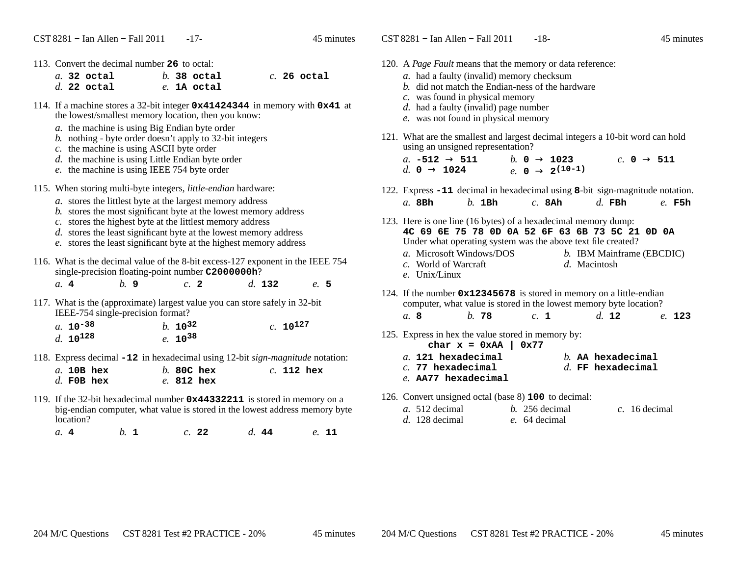113. Convert the decimal number **26** to octal:

*a.* **32 octal** *b.* **38 octal** *c.* **26 octal**
*d.* **22 octal** *e.* **1A octal**

114. If a machine stores a 32-bit integer **0x41424344** in memory with **0x41** at the lowest/smallest memory location, then you know:

*a.* the machine is using Big Endian byte order
*b.* nothing - byte order doesn't apply to 32-bit integers
*c.* the machine is using ASCII byte order
*d.* the machine is using Little Endian byte order
*e.* the machine is using IEEE 754 byte order

115. When storing multi-byte integers, *little-endian* hardware:

*a.* stores the littlest byte at the largest memory address
*b.* stores the most significant byte at the lowest memory address
*c.* stores the highest byte at the littlest memory address
*d.* stores the least significant byte at the lowest memory address
*e.* stores the least significant byte at the highest memory address

116. What is the decimal value of the 8-bit excess-127 exponent in the IEEE 754 single-precision floating-point number **C2000000h**?

*a.* **4** *b.* **9** *c.* **2** *d.* **132** *e.* **5**

117. What is the (approximate) largest value you can store safely in 32-bit IEEE-754 single-precision format?

*a.* $10^{-38}$ *b.* $10^{32}$ *c.* $10^{127}$
*d.* $10^{128}$ *e.* $10^{38}$

118. Express decimal **-12** in hexadecimal using 12-bit *sign-magnitude* notation:

*a.* **10B hex** *b.* **80C hex** *c.* **112 hex**
*d.* **F0B hex** *e.* **812 hex**

119. If the 32-bit hexadecimal number **0x44332211** is stored in memory on a big-endian computer, what value is stored in the lowest address memory byte location?

*a.* **4** *b.* **1** *c.* **22** *d.* **44** *e.* **11**

120. A *Page Fault* means that the memory or data reference:

*a.* had a faulty (invalid) memory checksum
*b.* did not match the Endian-ness of the hardware
*c.* was found in physical memory
*d.* had a faulty (invalid) page number
*e.* was not found in physical memory

121. What are the smallest and largest decimal integers a 10-bit word can hold using an unsigned representation?

*a.* **-512 → 511** *b.* **0 → 1023** *c.* **0 → 511**
*d.* **0 → 1024** *e.* $0 \rightarrow 2^{(10-1)}$

122. Express **-11** decimal in hexadecimal using **8**-bit sign-magnitude notation.

*a.* **8Bh** *b.* **1Bh** *c.* **8Ah** *d.* **FBh** *e.* **F5h**

123. Here is one line (16 bytes) of a hexadecimal memory dump:
**4C 69 6E 75 78 0D 0A 52 6F 63 6B 73 5C 21 0D 0A**
Under what operating system was the above text file created?

*a.* Microsoft Windows/DOS *b.* IBM Mainframe (EBCDIC)
*c.* World of Warcraft *d.* Macintosh
*e.* Unix/Linux

124. If the number **0x12345678** is stored in memory on a little-endian computer, what value is stored in the lowest memory byte location?

*a.* **8** *b.* **78** *c.* **1** *d.* **12** *e.* **123**

125. Express in hex the value stored in memory by:

```
char x = 0xAA | 0x77
```

*a.* **121 hexadecimal** *b.* **AA hexadecimal**
*c.* **77 hexadecimal** *d.* **FF hexadecimal**
*e.* **AA77 hexadecimal**

126. Convert unsigned octal (base 8) **100** to decimal:

*a.* 512 decimal *b.* 256 decimal *c.* 16 decimal
*d.* 128 decimal *e.* 64 decimal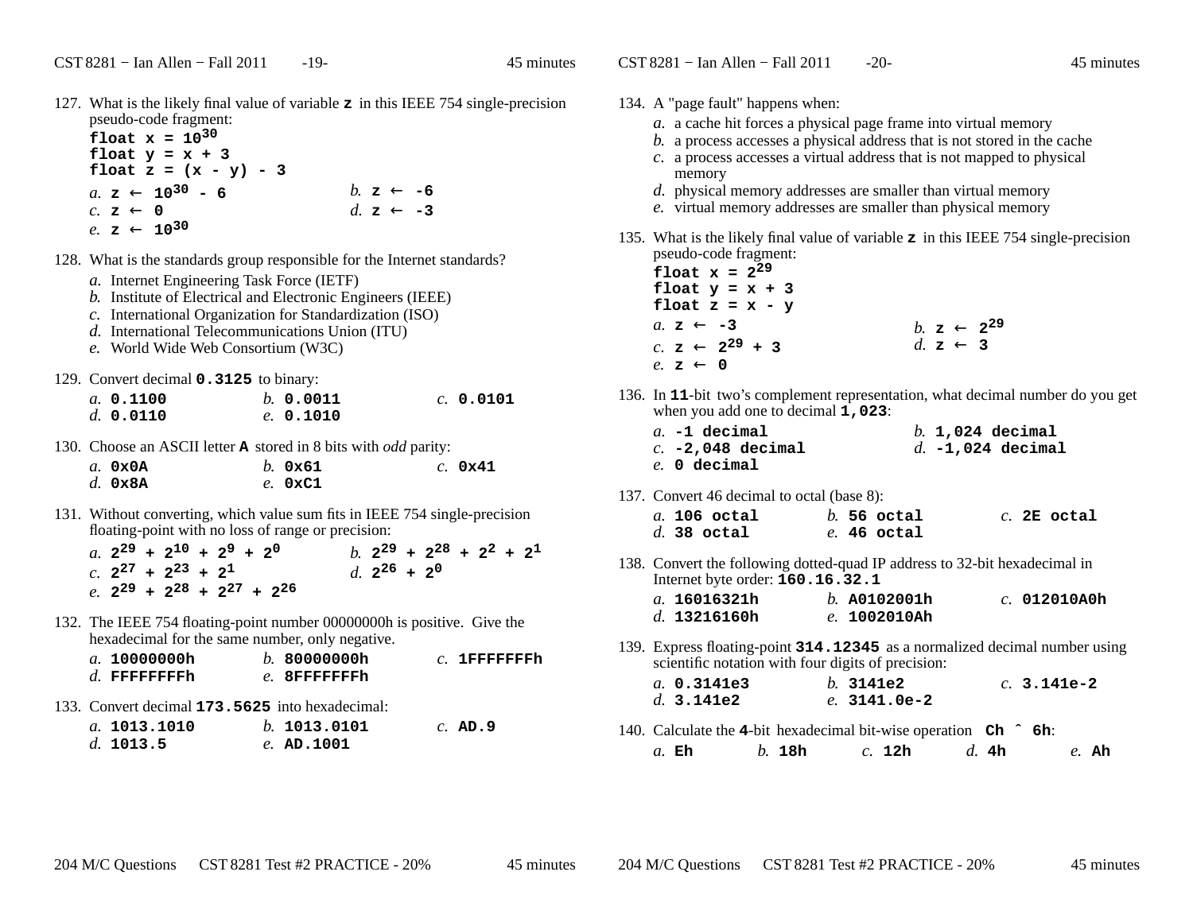127. What is the likely final value of variable **z** in this IEEE 754 single-precision pseudo-code fragment:
**float x = $10^{30}$**
**float y = x + 3**
**float z = (x - y) - 3**
   *a.* **z ← $10^{30}$ - 6**
   *b.* **z ← -6**
   *c.* **z ← 0**
   *d.* **z ← -3**
   *e.* **z ← $10^{30}$**

128. What is the standards group responsible for the Internet standards?
   *a.* Internet Engineering Task Force (IETF)
   *b.* Institute of Electrical and Electronic Engineers (IEEE)
   *c.* International Organization for Standardization (ISO)
   *d.* International Telecommunications Union (ITU)
   *e.* World Wide Web Consortium (W3C)

129. Convert decimal **0.3125** to binary:
   *a.* **0.1100**
   *b.* **0.0011**
   *c.* **0.0101**
   *d.* **0.0110**
   *e.* **0.1010**

130. Choose an ASCII letter **A** stored in 8 bits with *odd* parity:
   *a.* **0x0A**
   *b.* **0x61**
   *c.* **0x41**
   *d.* **0x8A**
   *e.* **0xC1**

131. Without converting, which value sum fits in IEEE 754 single-precision floating-point with no loss of range or precision:
   *a.* **$2^{29} + 2^{10} + 2^{9} + 2^{0}$**
   *b.* **$2^{29} + 2^{28} + 2^{2} + 2^{1}$**
   *c.* **$2^{27} + 2^{23} + 2^{1}$**
   *d.* **$2^{26} + 2^{0}$**
   *e.* **$2^{29} + 2^{28} + 2^{27} + 2^{26}$**

132. The IEEE 754 floating-point number 00000000h is positive. Give the hexadecimal for the same number, only negative.
   *a.* **10000000h**
   *b.* **80000000h**
   *c.* **1FFFFFFFh**
   *d.* **FFFFFFFFh**
   *e.* **8FFFFFFFh**

133. Convert decimal **173.5625** into hexadecimal:
   *a.* **1013.1010**
   *b.* **1013.0101**
   *c.* **AD.9**
   *d.* **1013.5**
   *e.* **AD.1001**

134. A "page fault" happens when:
   *a.* a cache hit forces a physical page frame into virtual memory
   *b.* a process accesses a physical address that is not stored in the cache
   *c.* a process accesses a virtual address that is not mapped to physical memory
   *d.* physical memory addresses are smaller than virtual memory
   *e.* virtual memory addresses are smaller than physical memory

135. What is the likely final value of variable **z** in this IEEE 754 single-precision pseudo-code fragment:
**float x = $2^{29}$**
**float y = x + 3**
**float z = x - y**
   *a.* **z ← -3**
   *b.* **z ← $2^{29}$**
   *c.* **z ← $2^{29}$ + 3**
   *d.* **z ← 3**
   *e.* **z ← 0**

136. In **11**-bit two's complement representation, what decimal number do you get when you add one to decimal **1,023**:
   *a.* **-1 decimal**
   *b.* **1,024 decimal**
   *c.* **-2,048 decimal**
   *d.* **-1,024 decimal**
   *e.* **0 decimal**

137. Convert 46 decimal to octal (base 8):
   *a.* **106 octal**
   *b.* **56 octal**
   *c.* **2E octal**
   *d.* **38 octal**
   *e.* **46 octal**

138. Convert the following dotted-quad IP address to 32-bit hexadecimal in Internet byte order: **160.16.32.1**
   *a.* **16016321h**
   *b.* **A0102001h**
   *c.* **012010A0h**
   *d.* **13216160h**
   *e.* **1002010Ah**

139. Express floating-point **314.12345** as a normalized decimal number using scientific notation with four digits of precision:
   *a.* **0.3141e3**
   *b.* **3141e2**
   *c.* **3.141e-2**
   *d.* **3.141e2**
   *e.* **3141.0e-2**

140. Calculate the **4**-bit hexadecimal bit-wise operation **Ch ^ 6h**:
   *a.* **Eh**
   *b.* **18h**
   *c.* **12h**
   *d.* **4h**
   *e.* **Ah**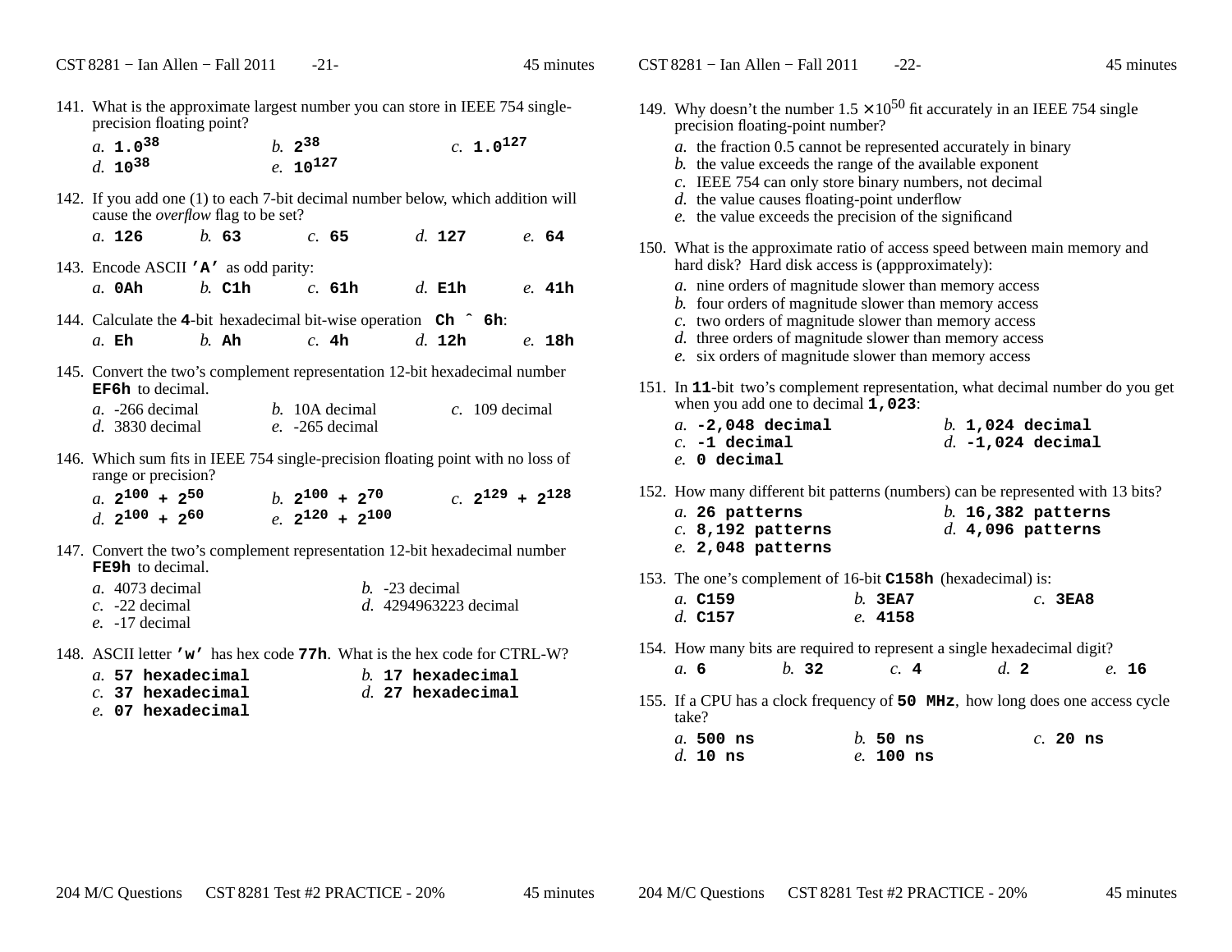141. What is the approximate largest number you can store in IEEE 754 single-precision floating point?

*a.* $\mathbf{1.0^{38}}$   *b.* $\mathbf{2^{38}}$   *c.* $\mathbf{1.0^{127}}$
*d.* $\mathbf{10^{38}}$   *e.* $\mathbf{10^{127}}$

142. If you add one (1) to each 7-bit decimal number below, which addition will cause the *overflow* flag to be set?

*a.* **126**   *b.* **63**   *c.* **65**   *d.* **127**   *e.* **64**

143. Encode ASCII **'A'** as odd parity:

*a.* **0Ah**   *b.* **C1h**   *c.* **61h**   *d.* **E1h**   *e.* **41h**

144. Calculate the **4**-bit hexadecimal bit-wise operation **Ch ^ 6h**:

*a.* **Eh**   *b.* **Ah**   *c.* **4h**   *d.* **12h**   *e.* **18h**

145. Convert the two's complement representation 12-bit hexadecimal number **EF6h** to decimal.

*a.* -266 decimal   *b.* 10A decimal   *c.* 109 decimal
*d.* 3830 decimal   *e.* -265 decimal

146. Which sum fits in IEEE 754 single-precision floating point with no loss of range or precision?

*a.* $\mathbf{2^{100} + 2^{50}}$   *b.* $\mathbf{2^{100} + 2^{70}}$   *c.* $\mathbf{2^{129} + 2^{128}}$
*d.* $\mathbf{2^{100} + 2^{60}}$   *e.* $\mathbf{2^{120} + 2^{100}}$

147. Convert the two's complement representation 12-bit hexadecimal number **FE9h** to decimal.

*a.* 4073 decimal   *b.* -23 decimal
*c.* -22 decimal   *d.* 4294963223 decimal
*e.* -17 decimal

148. ASCII letter **'w'** has hex code **77h**. What is the hex code for CTRL-W?

*a.* **57 hexadecimal**   *b.* **17 hexadecimal**
*c.* **37 hexadecimal**   *d.* **27 hexadecimal**
*e.* **07 hexadecimal**

149. Why doesn't the number $1.5 \times 10^{50}$ fit accurately in an IEEE 754 single precision floating-point number?

*a.* the fraction 0.5 cannot be represented accurately in binary
*b.* the value exceeds the range of the available exponent
*c.* IEEE 754 can only store binary numbers, not decimal
*d.* the value causes floating-point underflow
*e.* the value exceeds the precision of the significand

150. What is the approximate ratio of access speed between main memory and hard disk? Hard disk access is (appproximately):

*a.* nine orders of magnitude slower than memory access
*b.* four orders of magnitude slower than memory access
*c.* two orders of magnitude slower than memory access
*d.* three orders of magnitude slower than memory access
*e.* six orders of magnitude slower than memory access

151. In **11**-bit two's complement representation, what decimal number do you get when you add one to decimal **1,023**:

*a.* **-2,048 decimal**   *b.* **1,024 decimal**
*c.* **-1 decimal**   *d.* **-1,024 decimal**
*e.* **0 decimal**

152. How many different bit patterns (numbers) can be represented with 13 bits?

*a.* **26 patterns**   *b.* **16,382 patterns**
*c.* **8,192 patterns**   *d.* **4,096 patterns**
*e.* **2,048 patterns**

153. The one's complement of 16-bit **C158h** (hexadecimal) is:

*a.* **C159**   *b.* **3EA7**   *c.* **3EA8**
*d.* **C157**   *e.* **4158**

154. How many bits are required to represent a single hexadecimal digit?

*a.* **6**   *b.* **32**   *c.* **4**   *d.* **2**   *e.* **16**

155. If a CPU has a clock frequency of **50 MHz**, how long does one access cycle take?

*a.* **500 ns**   *b.* **50 ns**   *c.* **20 ns**
*d.* **10 ns**   *e.* **100 ns**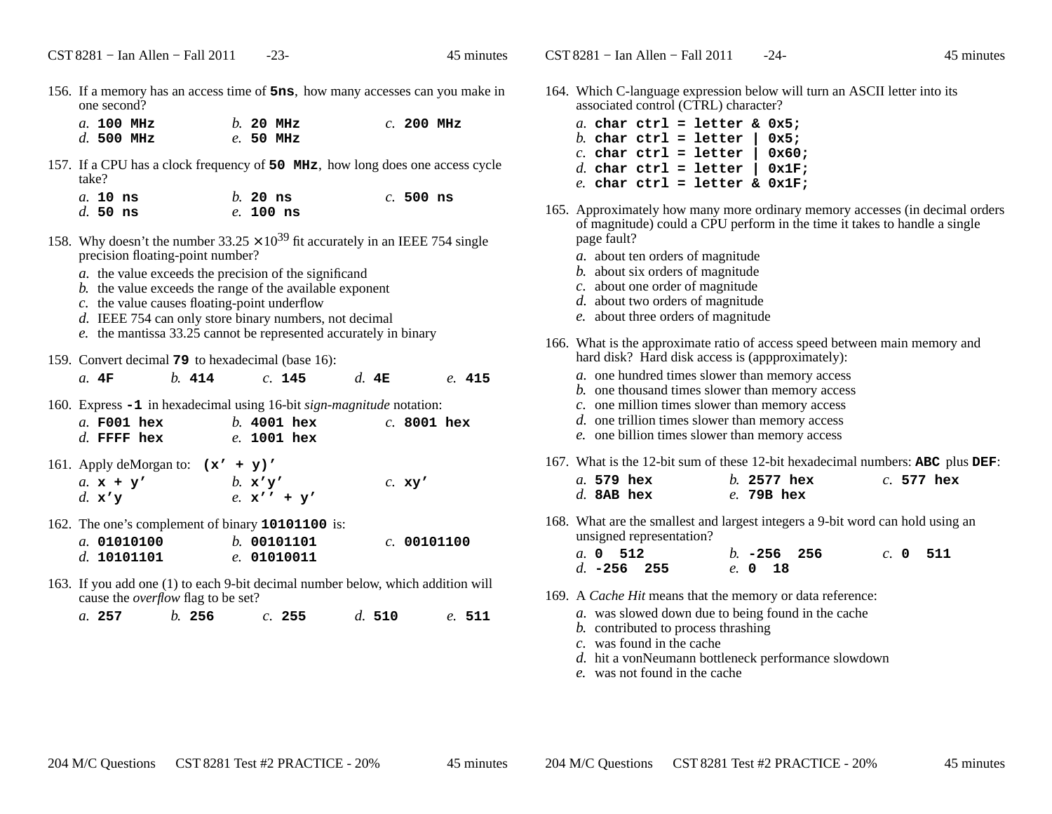156. If a memory has an access time of **5ns**, how many accesses can you make in one second?

*a.* **100 MHz** *b.* **20 MHz** *c.* **200 MHz**
*d.* **500 MHz** *e.* **50 MHz**

157. If a CPU has a clock frequency of **50 MHz**, how long does one access cycle take?

*a.* **10 ns** *b.* **20 ns** *c.* **500 ns**
*d.* **50 ns** *e.* **100 ns**

158. Why doesn't the number $33.25 \times 10^{39}$ fit accurately in an IEEE 754 single precision floating-point number?

*a.* the value exceeds the precision of the significand
*b.* the value exceeds the range of the available exponent
*c.* the value causes floating-point underflow
*d.* IEEE 754 can only store binary numbers, not decimal
*e.* the mantissa 33.25 cannot be represented accurately in binary

159. Convert decimal **79** to hexadecimal (base 16):

*a.* **4F** *b.* **414** *c.* **145** *d.* **4E** *e.* **415**

160. Express **-1** in hexadecimal using 16-bit *sign-magnitude* notation:

*a.* **F001 hex** *b.* **4001 hex** *c.* **8001 hex**
*d.* **FFFF hex** *e.* **1001 hex**

161. Apply deMorgan to: **(x' + y)'**

*a.* **x + y'** *b.* **x'y'** *c.* **xy'**
*d.* **x'y** *e.* **x'' + y'**

162. The one's complement of binary **10101100** is:

*a.* **01010100** *b.* **00101101** *c.* **00101100**
*d.* **10101101** *e.* **01010011**

163. If you add one (1) to each 9-bit decimal number below, which addition will cause the *overflow* flag to be set?

*a.* **257** *b.* **256** *c.* **255** *d.* **510** *e.* **511**

164. Which C-language expression below will turn an ASCII letter into its associated control (CTRL) character?

*a.* **char ctrl = letter & 0x5;**
*b.* **char ctrl = letter | 0x5;**
*c.* **char ctrl = letter | 0x60;**
*d.* **char ctrl = letter | 0x1F;**
*e.* **char ctrl = letter & 0x1F;**

165. Approximately how many more ordinary memory accesses (in decimal orders of magnitude) could a CPU perform in the time it takes to handle a single page fault?

*a.* about ten orders of magnitude
*b.* about six orders of magnitude
*c.* about one order of magnitude
*d.* about two orders of magnitude
*e.* about three orders of magnitude

166. What is the approximate ratio of access speed between main memory and hard disk? Hard disk access is (appproximately):

*a.* one hundred times slower than memory access
*b.* one thousand times slower than memory access
*c.* one million times slower than memory access
*d.* one trillion times slower than memory access
*e.* one billion times slower than memory access

167. What is the 12-bit sum of these 12-bit hexadecimal numbers: **ABC** plus **DEF**:

*a.* **579 hex** *b.* **2577 hex** *c.* **577 hex**
*d.* **8AB hex** *e.* **79B hex**

168. What are the smallest and largest integers a 9-bit word can hold using an unsigned representation?

*a.* **0 512** *b.* **-256 256** *c.* **0 511**
*d.* **-256 255** *e.* **0 18**

169. A *Cache Hit* means that the memory or data reference:

*a.* was slowed down due to being found in the cache
*b.* contributed to process thrashing
*c.* was found in the cache
*d.* hit a vonNeumann bottleneck performance slowdown
*e.* was not found in the cache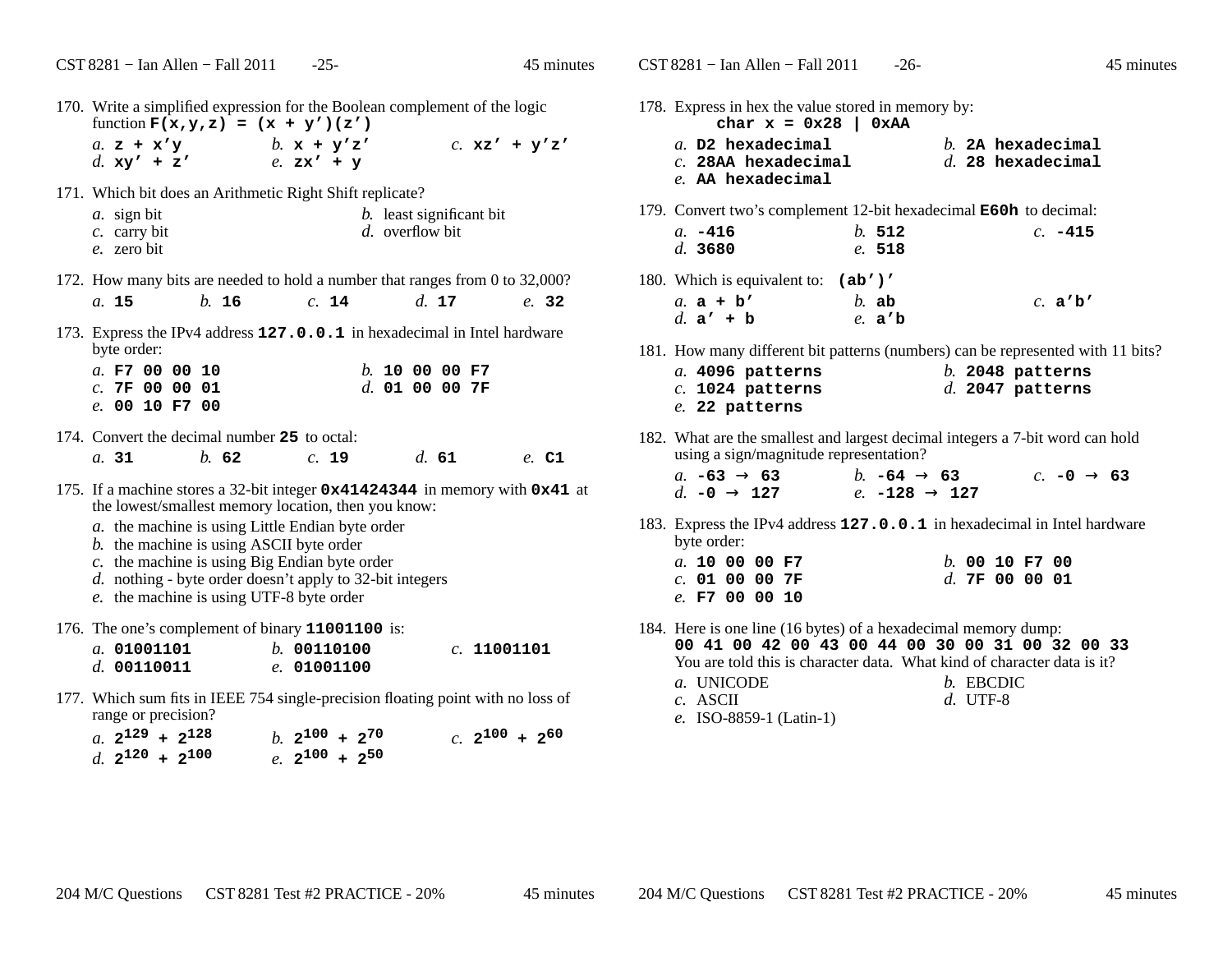170. Write a simplified expression for the Boolean complement of the logic function **F(x,y,z) = (x + y′)(z′)**

*a.* **z + x′y** *b.* **x + y′z′** *c.* **xz′ + y′z′**
*d.* **xy′ + z′** *e.* **zx′ + y**

171. Which bit does an Arithmetic Right Shift replicate?

*a.* sign bit *b.* least significant bit
*c.* carry bit *d.* overflow bit
*e.* zero bit

172. How many bits are needed to hold a number that ranges from 0 to 32,000?

*a.* **15** *b.* **16** *c.* **14** *d.* **17** *e.* **32**

173. Express the IPv4 address **127.0.0.1** in hexadecimal in Intel hardware byte order:

*a.* **F7 00 00 10** *b.* **10 00 00 F7**
*c.* **7F 00 00 01** *d.* **01 00 00 7F**
*e.* **00 10 F7 00**

174. Convert the decimal number **25** to octal:

*a.* **31** *b.* **62** *c.* **19** *d.* **61** *e.* **C1**

175. If a machine stores a 32-bit integer **0x41424344** in memory with **0x41** at the lowest/smallest memory location, then you know:

*a.* the machine is using Little Endian byte order
*b.* the machine is using ASCII byte order
*c.* the machine is using Big Endian byte order
*d.* nothing - byte order doesn't apply to 32-bit integers
*e.* the machine is using UTF-8 byte order

176. The one's complement of binary **11001100** is:

*a.* **01001101** *b.* **00110100** *c.* **11001101**
*d.* **00110011** *e.* **01001100**

177. Which sum fits in IEEE 754 single-precision floating point with no loss of range or precision?

*a.* $2^{129} + 2^{128}$ *b.* $2^{100} + 2^{70}$ *c.* $2^{100} + 2^{60}$
*d.* $2^{120} + 2^{100}$ *e.* $2^{100} + 2^{50}$

178. Express in hex the value stored in memory by:
**char x = 0x28 | 0xAA**

*a.* **D2 hexadecimal** *b.* **2A hexadecimal**
*c.* **28AA hexadecimal** *d.* **28 hexadecimal**
*e.* **AA hexadecimal**

179. Convert two's complement 12-bit hexadecimal **E60h** to decimal:

*a.* **-416** *b.* **512** *c.* **-415**
*d.* **3680** *e.* **518**

180. Which is equivalent to: **(ab′)′**

*a.* **a + b′** *b.* **ab** *c.* **a′b′**
*d.* **a′ + b** *e.* **a′b**

181. How many different bit patterns (numbers) can be represented with 11 bits?

*a.* **4096 patterns** *b.* **2048 patterns**
*c.* **1024 patterns** *d.* **2047 patterns**
*e.* **22 patterns**

182. What are the smallest and largest decimal integers a 7-bit word can hold using a sign/magnitude representation?

*a.* **-63 → 63** *b.* **-64 → 63** *c.* **-0 → 63**
*d.* **-0 → 127** *e.* **-128 → 127**

183. Express the IPv4 address **127.0.0.1** in hexadecimal in Intel hardware byte order:

*a.* **10 00 00 F7** *b.* **00 10 F7 00**
*c.* **01 00 00 7F** *d.* **7F 00 00 01**
*e.* **F7 00 00 10**

184. Here is one line (16 bytes) of a hexadecimal memory dump:
**00 41 00 42 00 43 00 44 00 30 00 31 00 32 00 33**
You are told this is character data. What kind of character data is it?

*a.* UNICODE *b.* EBCDIC
*c.* ASCII *d.* UTF-8
*e.* ISO-8859-1 (Latin-1)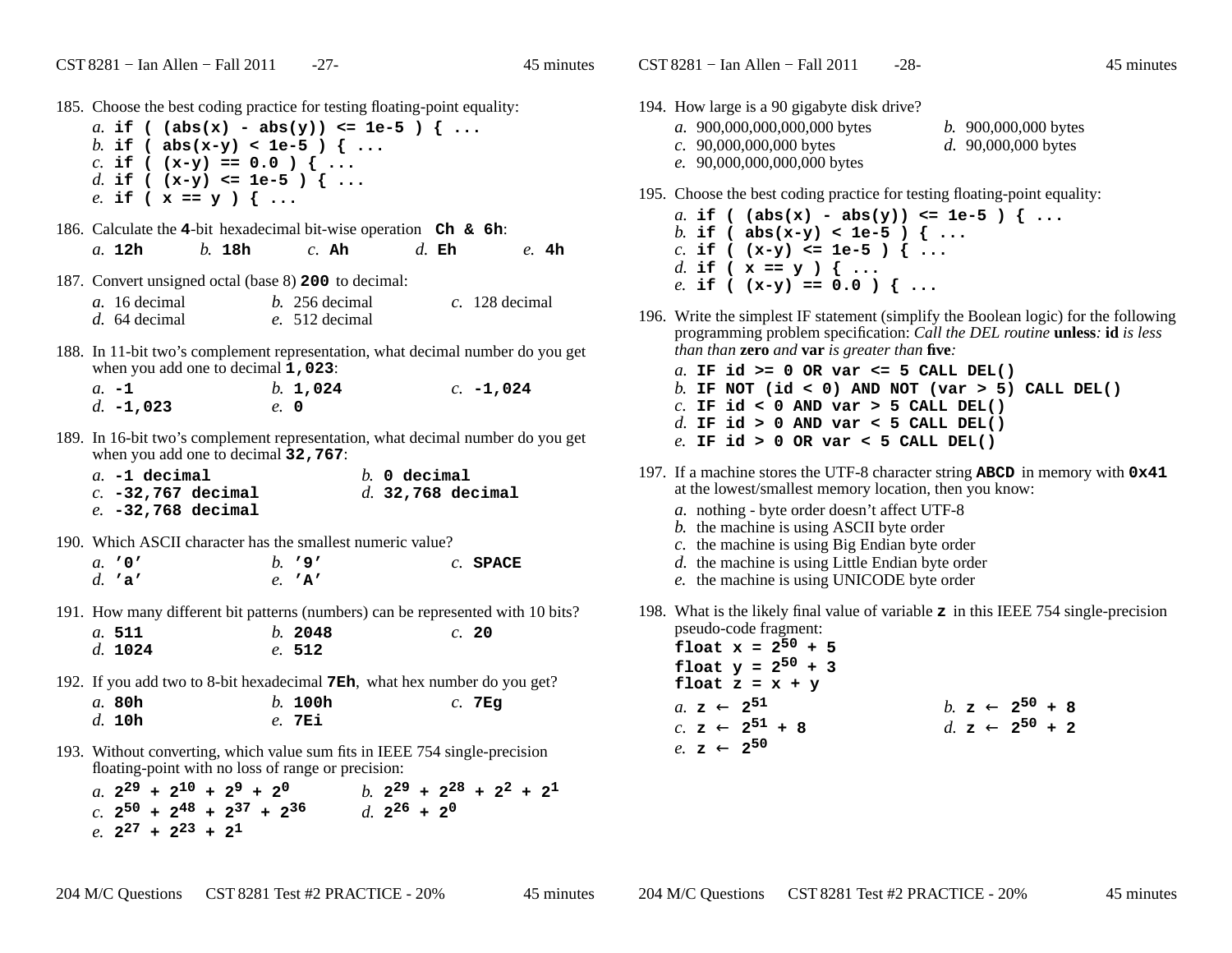185. Choose the best coding practice for testing floating-point equality:

*a.* `if ( (abs(x) - abs(y)) <= 1e-5 ) { ...`
*b.* `if ( abs(x-y) < 1e-5 ) { ...`
*c.* `if ( (x-y) == 0.0 ) { ...`
*d.* `if ( (x-y) <= 1e-5 ) { ...`
*e.* `if ( x == y ) { ...`

186. Calculate the **4**-bit hexadecimal bit-wise operation **`Ch & 6h`**:

*a.* **12h** *b.* **18h** *c.* **Ah** *d.* **Eh** *e.* **4h**

187. Convert unsigned octal (base 8) **200** to decimal:

*a.* 16 decimal *b.* 256 decimal *c.* 128 decimal
*d.* 64 decimal *e.* 512 decimal

188. In 11-bit two's complement representation, what decimal number do you get when you add one to decimal **1,023**:

*a.* **-1** *b.* **1,024** *c.* **-1,024**
*d.* **-1,023** *e.* **0**

189. In 16-bit two's complement representation, what decimal number do you get when you add one to decimal **32,767**:

*a.* **-1 decimal** *b.* **0 decimal**
*c.* **-32,767 decimal** *d.* **32,768 decimal**
*e.* **-32,768 decimal**

190. Which ASCII character has the smallest numeric value?

*a.* **'0'** *b.* **'9'** *c.* **SPACE**
*d.* **'a'** *e.* **'A'**

191. How many different bit patterns (numbers) can be represented with 10 bits?

*a.* **511** *b.* **2048** *c.* **20**
*d.* **1024** *e.* **512**

192. If you add two to 8-bit hexadecimal **7Eh**, what hex number do you get?

*a.* **80h** *b.* **100h** *c.* **7Eg**
*d.* **10h** *e.* **7Ei**

193. Without converting, which value sum fits in IEEE 754 single-precision floating-point with no loss of range or precision:

*a.* $2^{29} + 2^{10} + 2^{9} + 2^{0}$ *b.* $2^{29} + 2^{28} + 2^{2} + 2^{1}$
*c.* $2^{50} + 2^{48} + 2^{37} + 2^{36}$ *d.* $2^{26} + 2^{0}$
*e.* $2^{27} + 2^{23} + 2^{1}$

194. How large is a 90 gigabyte disk drive?

*a.* 900,000,000,000,000 bytes *b.* 900,000,000 bytes
*c.* 90,000,000,000 bytes *d.* 90,000,000 bytes
*e.* 90,000,000,000,000 bytes

195. Choose the best coding practice for testing floating-point equality:

*a.* `if ( (abs(x) - abs(y)) <= 1e-5 ) { ...`
*b.* `if ( abs(x-y) < 1e-5 ) { ...`
*c.* `if ( (x-y) <= 1e-5 ) { ...`
*d.* `if ( x == y ) { ...`
*e.* `if ( (x-y) == 0.0 ) { ...`

196. Write the simplest IF statement (simplify the Boolean logic) for the following programming problem specification: *Call the DEL routine* **unless***:* **id** *is less than than* **zero** *and* **var** *is greater than* **five***:*

*a.* `IF id >= 0 OR var <= 5 CALL DEL()`
*b.* `IF NOT (id < 0) AND NOT (var > 5) CALL DEL()`
*c.* `IF id < 0 AND var > 5 CALL DEL()`
*d.* `IF id > 0 AND var < 5 CALL DEL()`
*e.* `IF id > 0 OR var < 5 CALL DEL()`

197. If a machine stores the UTF-8 character string **ABCD** in memory with **0x41** at the lowest/smallest memory location, then you know:

*a.* nothing - byte order doesn't affect UTF-8
*b.* the machine is using ASCII byte order
*c.* the machine is using Big Endian byte order
*d.* the machine is using Little Endian byte order
*e.* the machine is using UNICODE byte order

198. What is the likely final value of variable **z** in this IEEE 754 single-precision pseudo-code fragment:

**float x =** $2^{50} + 5$
**float y =** $2^{50} + 3$
**float z = x + y**

*a.* $z \leftarrow 2^{51}$ *b.* $z \leftarrow 2^{50} + 8$
*c.* $z \leftarrow 2^{51} + 8$ *d.* $z \leftarrow 2^{50} + 2$
*e.* $z \leftarrow 2^{50}$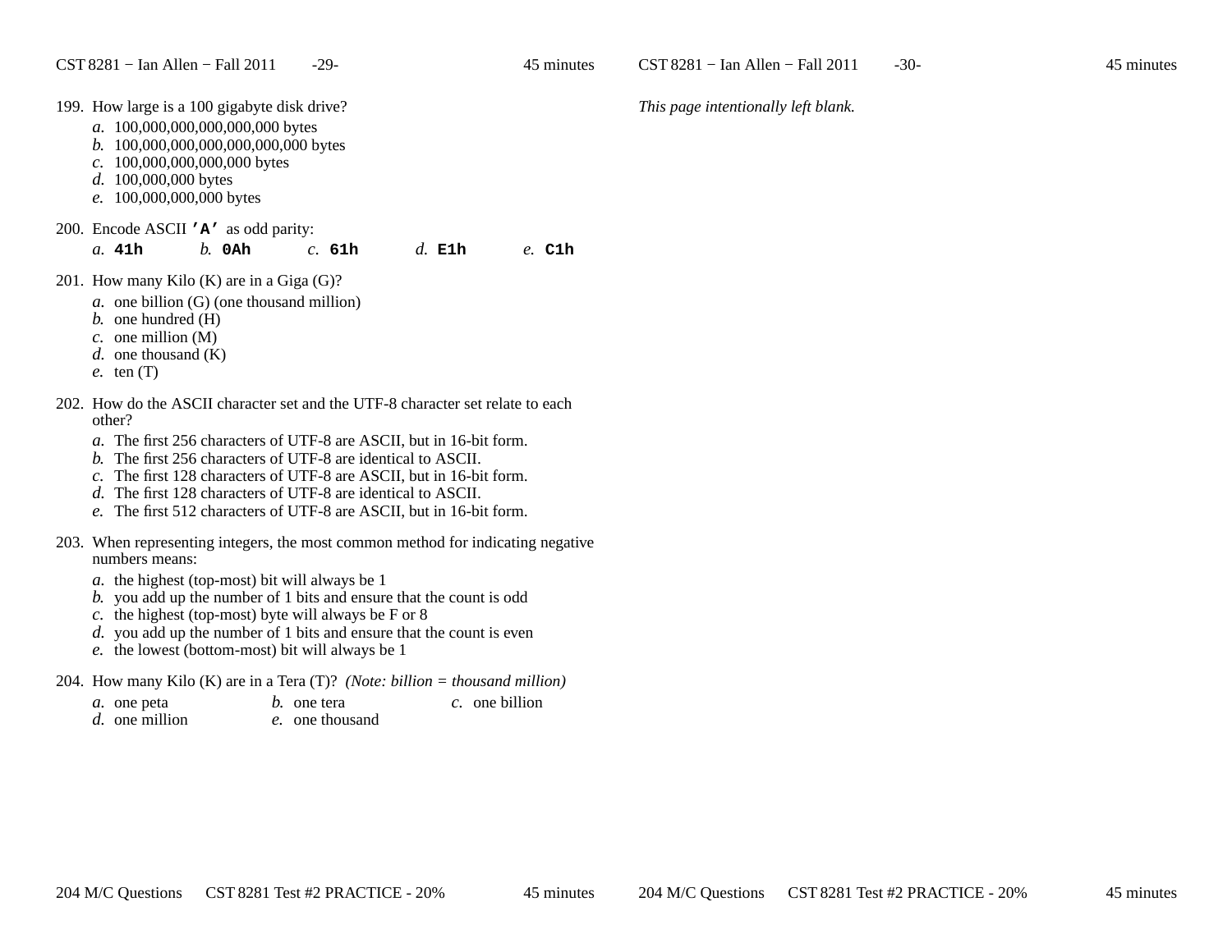199. How large is a 100 gigabyte disk drive?
   *a.* 100,000,000,000,000,000 bytes
   *b.* 100,000,000,000,000,000,000 bytes
   *c.* 100,000,000,000,000 bytes
   *d.* 100,000,000 bytes
   *e.* 100,000,000,000 bytes

200. Encode ASCII **'A'** as odd parity:
   *a.* **41h** *b.* **0Ah** *c.* **61h** *d.* **E1h** *e.* **C1h**

201. How many Kilo (K) are in a Giga (G)?
   *a.* one billion (G) (one thousand million)
   *b.* one hundred (H)
   *c.* one million (M)
   *d.* one thousand (K)
   *e.* ten (T)

202. How do the ASCII character set and the UTF-8 character set relate to each other?
   *a.* The first 256 characters of UTF-8 are ASCII, but in 16-bit form.
   *b.* The first 256 characters of UTF-8 are identical to ASCII.
   *c.* The first 128 characters of UTF-8 are ASCII, but in 16-bit form.
   *d.* The first 128 characters of UTF-8 are identical to ASCII.
   *e.* The first 512 characters of UTF-8 are ASCII, but in 16-bit form.

203. When representing integers, the most common method for indicating negative numbers means:
   *a.* the highest (top-most) bit will always be 1
   *b.* you add up the number of 1 bits and ensure that the count is odd
   *c.* the highest (top-most) byte will always be F or 8
   *d.* you add up the number of 1 bits and ensure that the count is even
   *e.* the lowest (bottom-most) bit will always be 1

204. How many Kilo (K) are in a Tera (T)? *(Note: billion = thousand million)*
   *a.* one peta *b.* one tera *c.* one billion
   *d.* one million *e.* one thousand

*This page intentionally left blank.*